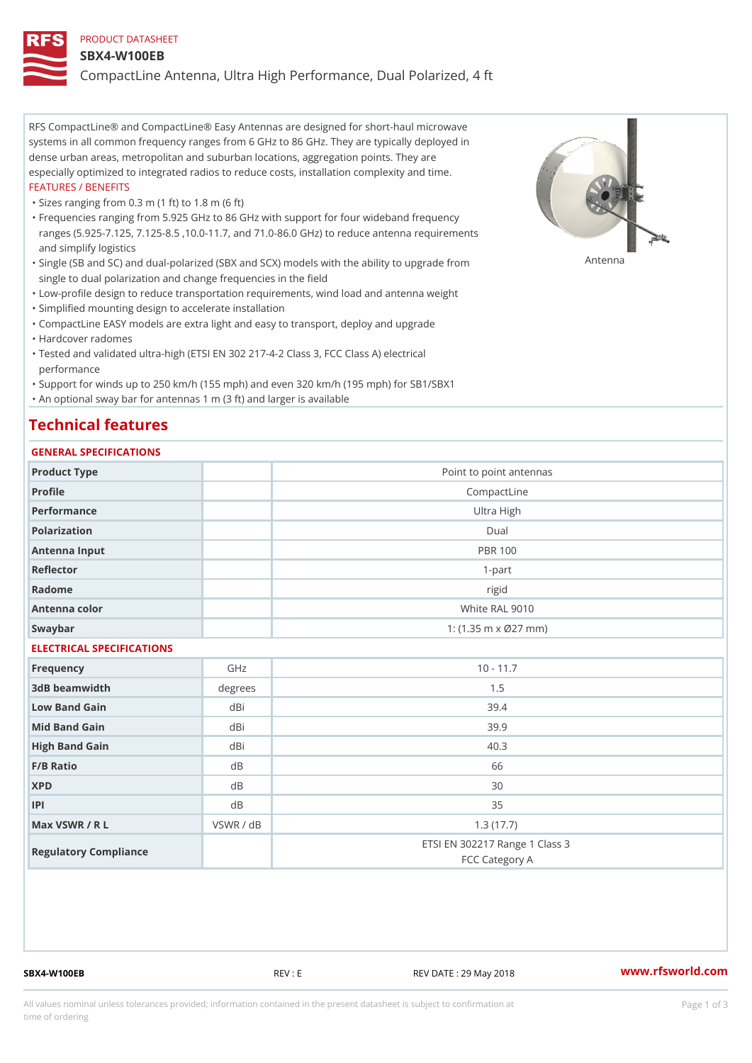PRODUCT DATASHEET

# SBX4-W100EB

CompactLine Antenna, Ultra High Performance, Dual Polarized, 4 ft

RFS CompactLine® and CompactLine® Easy Antennas are designed for short-haul microwave systems in all common frequency ranges from 6 GHz to 86 GHz. They are typically deployed in dense urban areas, metropolitan and suburban locations, aggregation points. They are especially optimized to integrated radios to reduce costs, installation complexity and time.

FEATURES / BENEFITS

- Sizes ranging from 0.3 m (1 ft) to 1.8 m (6 ft)
- Frequencies ranging from 5.925 GHz to 86 GHz with support for four wideband frequency ranges (5.925-7.125, 7.125-8.5 ,10.0-11.7, and 71.0-86.0 GHz) to reduce antenna requirements and simplify logistics
- Single (SB and SC) and dual-polarized (SBX and SCX) models with the ability to upgrade from single to dual polarization and change frequencies in the field
- Low-profile design to reduce transportation requirements, wind load and antenna weight
- Simplified mounting design to accelerate installation
- CompactLine EASY models are extra light and easy to transport, deploy and upgrade
- Hardcover radomes
- Tested and validated ultra-high (ETSI EN 302 217-4-2 Class 3, FCC Class A) electrical performance
- Support for winds up to 250 km/h (155 mph) and even 320 km/h (195 mph) for SB1/SBX1
- An optional sway bar for antennas 1 m (3 ft) and larger is available

Antenna

## Technical features

### GENERAL SPECIFICATIONS

| | | |
|---|---|---|
| Product Type | | Point to point antennas |
| Profile | | CompactLine |
| Performance | | Ultra High |
| Polarization | | Dual |
| Antenna Input | | PBR 100 |
| Reflector | | 1-part |
| Radome | | rigid |
| Antenna color | | White RAL 9010 |
| Swaybar | | 1: (1.35 m x Ø27 mm) |

### ELECTRICAL SPECIFICATIONS

| | | |
|---|---|---|
| Frequency | GHz | 10 - 11.7 |
| 3dB beamwidth | degrees | 1.5 |
| Low Band Gain | dBi | 39.4 |
| Mid Band Gain | dBi | 39.9 |
| High Band Gain | dBi | 40.3 |
| F/B Ratio | dB | 66 |
| XPD | dB | 30 |
| IPI | dB | 35 |
| Max VSWR / R L | VSWR / dB | 1.3 (17.7) |
| Regulatory Compliance | | ETSI EN 302217 Range 1 Class 3<br>FCC Category A |

SBX4-W100EB REV : E REV DATE : 29 May 2018 www.rfsworld.com

All values nominal unless tolerances provided; information contained in the present datasheet is subject to confirmation at time of ordering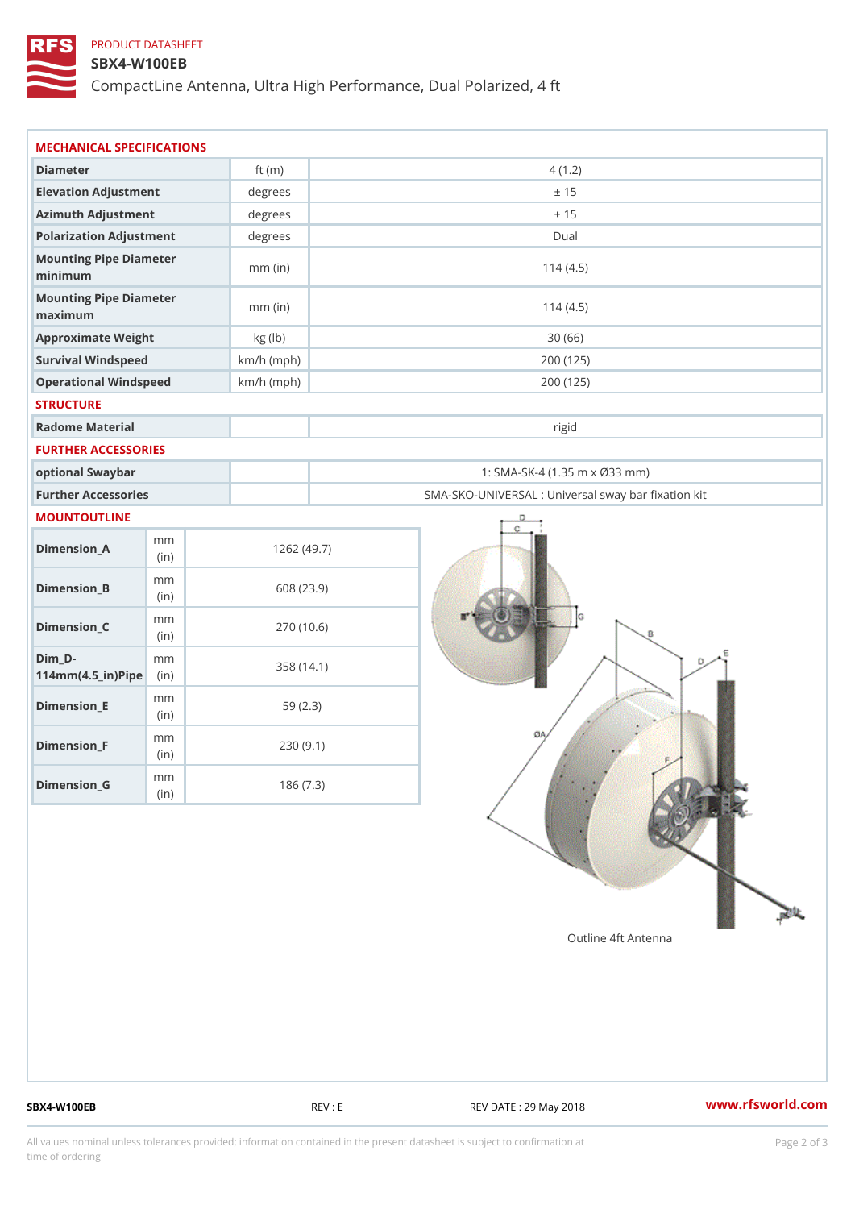PRODUCT DATASHEET

# SBX4-W100EB

## CompactLine Antenna, Ultra High Performance, Dual Polarized, 4 ft

### MECHANICAL SPECIFICATIONS

| | | |
|---|---|---|
| Diameter | ft (m) | 4 (1.2) |
| Elevation Adjustment | degrees | ± 15 |
| Azimuth Adjustment | degrees | ± 15 |
| Polarization Adjustment | degrees | Dual |
| Mounting Pipe Diameter minimum | mm (in) | 114 (4.5) |
| Mounting Pipe Diameter maximum | mm (in) | 114 (4.5) |
| Approximate Weight | kg (lb) | 30 (66) |
| Survival Windspeed | km/h (mph) | 200 (125) |
| Operational Windspeed | km/h (mph) | 200 (125) |

### STRUCTURE

| | | |
|---|---|---|
| Radome Material | | rigid |

### FURTHER ACCESSORIES

| | | |
|---|---|---|
| optional Swaybar | | 1: SMA-SK-4 (1.35 m x Ø33 mm) |
| Further Accessories | | SMA-SKO-UNIVERSAL : Universal sway bar fixation kit |

### MOUNTOUTLINE

| | | |
|---|---|---|
| Dimension_A | mm (in) | 1262 (49.7) |
| Dimension_B | mm (in) | 608 (23.9) |
| Dimension_C | mm (in) | 270 (10.6) |
| Dim_D-114mm(4.5_in)Pipe | mm (in) | 358 (14.1) |
| Dimension_E | mm (in) | 59 (2.3) |
| Dimension_F | mm (in) | 230 (9.1) |
| Dimension_G | mm (in) | 186 (7.3) |

Outline 4ft Antenna

SBX4-W100EB REV : E REV DATE : 29 May 2018 www.rfsworld.com

All values nominal unless tolerances provided; information contained in the present datasheet is subject to confirmation at time of ordering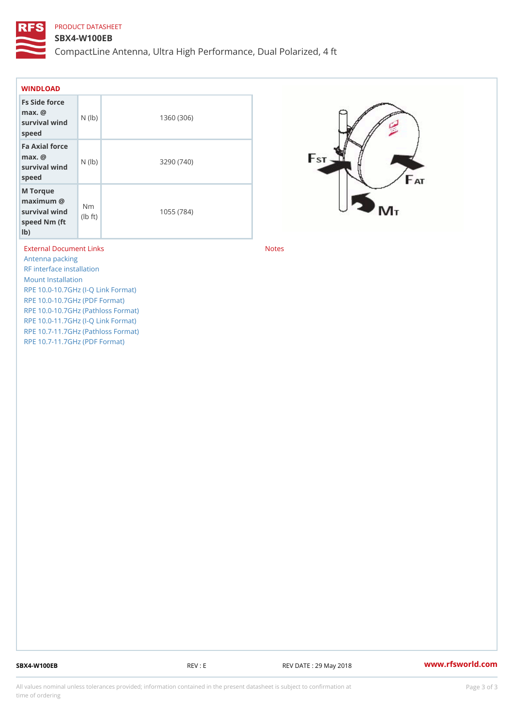PRODUCT DATASHEET

# SBX4-W100EB

CompactLine Antenna, Ultra High Performance, Dual Polarized, 4 ft

## WINDLOAD

| | | |
|---|---|---|
| Fs Side force max. @ survival wind speed | N (lb) | 1360 (306) |
| Fa Axial force max. @ survival wind speed | N (lb) | 3290 (740) |
| M Torque maximum @ survival wind speed Nm (ft lb) | Nm (lb ft) | 1055 (784) |

FST

FAT

MT

External Document Links

- Antenna packing
- RF interface installation
- Mount Installation
- RPE 10.0-10.7GHz (I-Q Link Format)
- RPE 10.0-10.7GHz (PDF Format)
- RPE 10.0-10.7GHz (Pathloss Format)
- RPE 10.0-11.7GHz (I-Q Link Format)
- RPE 10.7-11.7GHz (Pathloss Format)
- RPE 10.7-11.7GHz (PDF Format)

Notes

SBX4-W100EB REV : E REV DATE : 29 May 2018 www.rfsworld.com

All values nominal unless tolerances provided; information contained in the present datasheet is subject to confirmation at time of ordering